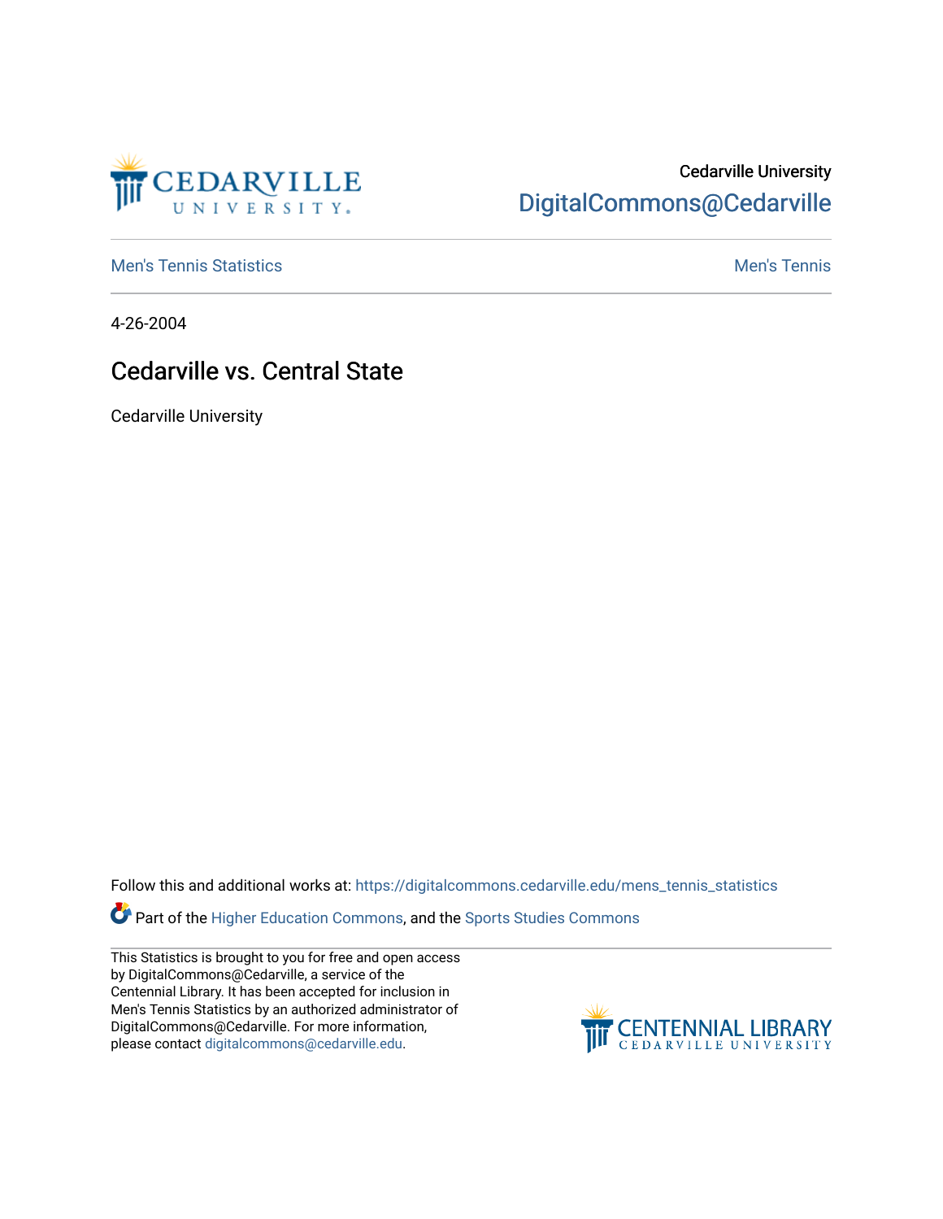Cedarville University
DigitalCommons@Cedarville

Men's Tennis Statistics | Men's Tennis

4-26-2004

# Cedarville vs. Central State

Cedarville University

Follow this and additional works at: https://digitalcommons.cedarville.edu/mens_tennis_statistics

Part of the Higher Education Commons, and the Sports Studies Commons

This Statistics is brought to you for free and open access by DigitalCommons@Cedarville, a service of the Centennial Library. It has been accepted for inclusion in Men's Tennis Statistics by an authorized administrator of DigitalCommons@Cedarville. For more information, please contact digitalcommons@cedarville.edu.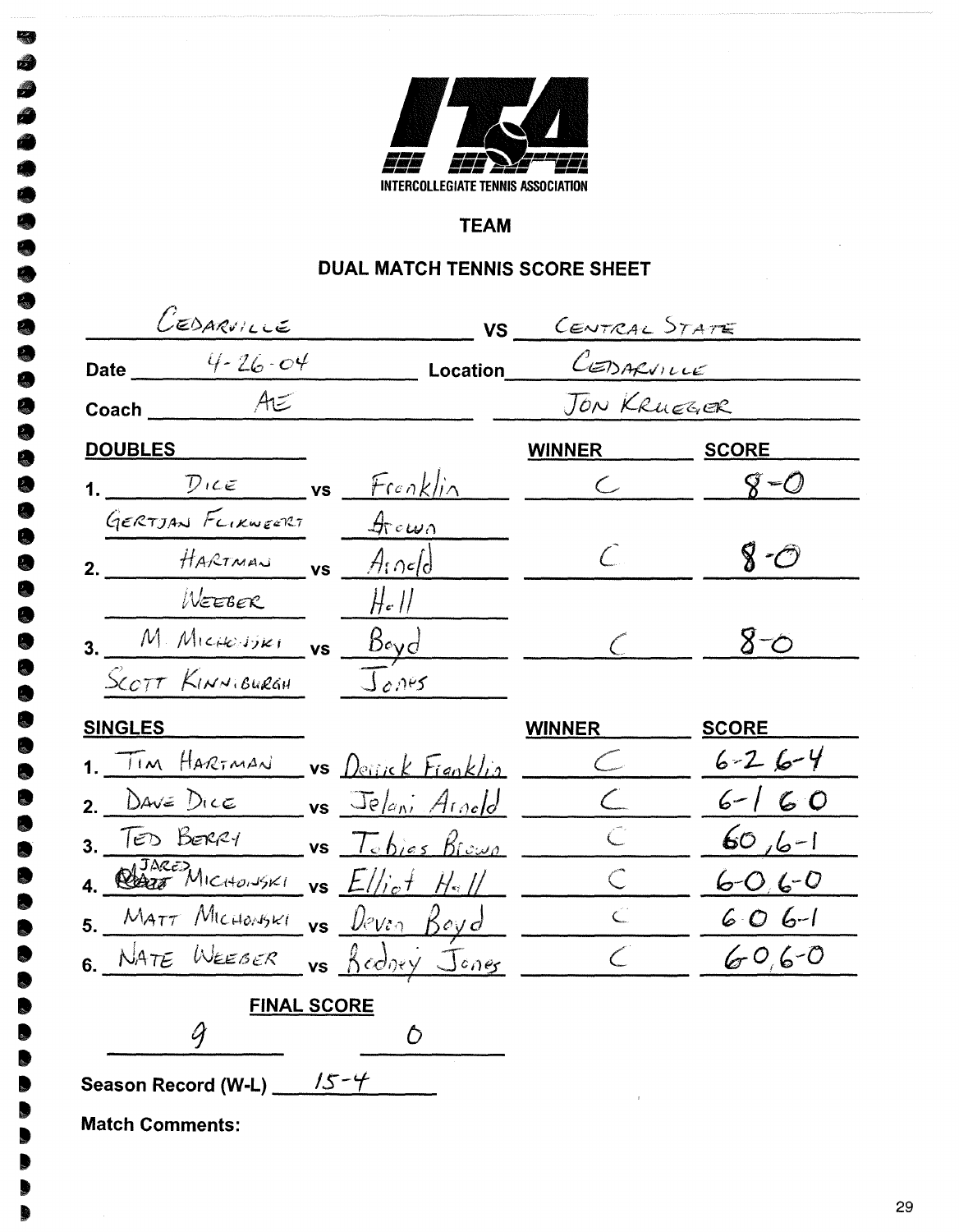INTERCOLLEGIATE TENNIS ASSOCIATION

# TEAM

## DUAL MATCH TENNIS SCORE SHEET

CEDARVILLE VS CENTRAL STATE

Date 4-26-04 Location CEDARVILLE

Coach AE JON KRUEGER

### DOUBLES

| DOUBLES | | | WINNER | SCORE |
|---|---|---|---|---|
| 1. DICE / GERTJAN FLIKWEERT | vs | Franklin / Brown | C | 8-0 |
| 2. HARTMAN / WEEBER | vs | Arnold / Hall | C | 8-0 |
| 3. M MICHONSKI / SCOTT KINNIBURGH | vs | Boyd / Jones | C | 8-0 |

### SINGLES

| SINGLES | | | WINNER | SCORE |
|---|---|---|---|---|
| 1. TIM HARTMAN | vs | Derrick Franklin | C | 6-2 6-4 |
| 2. DAVE DICE | vs | Jelani Arnold | C | 6-1 6 0 |
| 3. TED BERRY | vs | Tobias Brown | C | 60, 6-1 |
| 4. JARED MICHONSKI | vs | Elliot Hall | C | 6-0, 6-0 |
| 5. MATT MICHONSKI | vs | Devon Boyd | C | 6 0 6-1 |
| 6. NATE WEEBER | vs | Rodney Jones | C | 6 0, 6-0 |

**FINAL SCORE**

9 0

Season Record (W-L) 15-4

Match Comments: